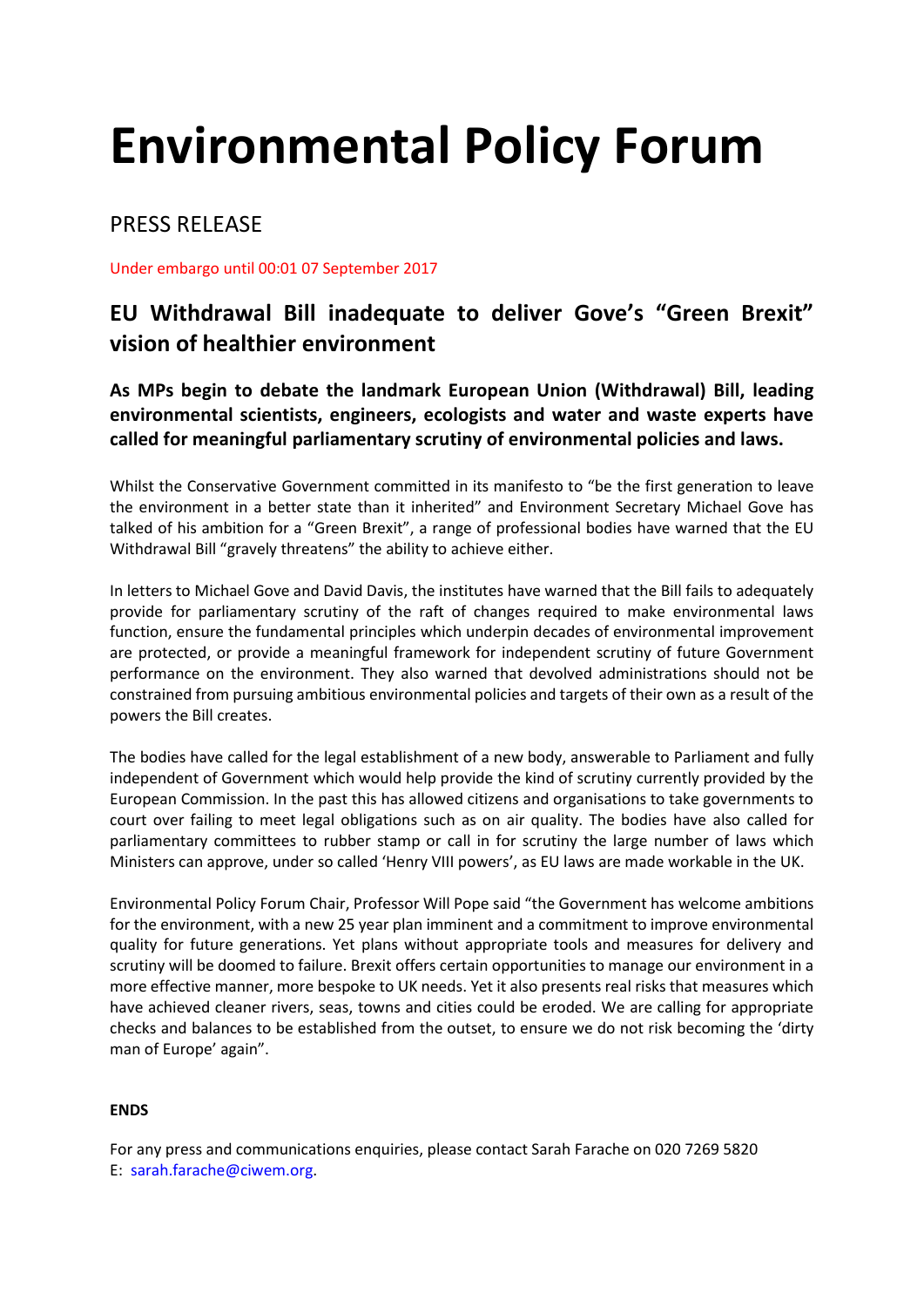# Environmental Policy Forum

## PRESS RELEASE

Under embargo until 00:01 07 September 2017

### EU Withdrawal Bill inadequate to deliver Gove's "Green Brexit" vision of healthier environment

**As MPs begin to debate the landmark European Union (Withdrawal) Bill, leading environmental scientists, engineers, ecologists and water and waste experts have called for meaningful parliamentary scrutiny of environmental policies and laws.**

Whilst the Conservative Government committed in its manifesto to "be the first generation to leave the environment in a better state than it inherited" and Environment Secretary Michael Gove has talked of his ambition for a "Green Brexit", a range of professional bodies have warned that the EU Withdrawal Bill "gravely threatens" the ability to achieve either.

In letters to Michael Gove and David Davis, the institutes have warned that the Bill fails to adequately provide for parliamentary scrutiny of the raft of changes required to make environmental laws function, ensure the fundamental principles which underpin decades of environmental improvement are protected, or provide a meaningful framework for independent scrutiny of future Government performance on the environment. They also warned that devolved administrations should not be constrained from pursuing ambitious environmental policies and targets of their own as a result of the powers the Bill creates.

The bodies have called for the legal establishment of a new body, answerable to Parliament and fully independent of Government which would help provide the kind of scrutiny currently provided by the European Commission. In the past this has allowed citizens and organisations to take governments to court over failing to meet legal obligations such as on air quality. The bodies have also called for parliamentary committees to rubber stamp or call in for scrutiny the large number of laws which Ministers can approve, under so called 'Henry VIII powers', as EU laws are made workable in the UK.

Environmental Policy Forum Chair, Professor Will Pope said "the Government has welcome ambitions for the environment, with a new 25 year plan imminent and a commitment to improve environmental quality for future generations. Yet plans without appropriate tools and measures for delivery and scrutiny will be doomed to failure. Brexit offers certain opportunities to manage our environment in a more effective manner, more bespoke to UK needs. Yet it also presents real risks that measures which have achieved cleaner rivers, seas, towns and cities could be eroded. We are calling for appropriate checks and balances to be established from the outset, to ensure we do not risk becoming the 'dirty man of Europe' again".

**ENDS**

For any press and communications enquiries, please contact Sarah Farache on 020 7269 5820
E: sarah.farache@ciwem.org.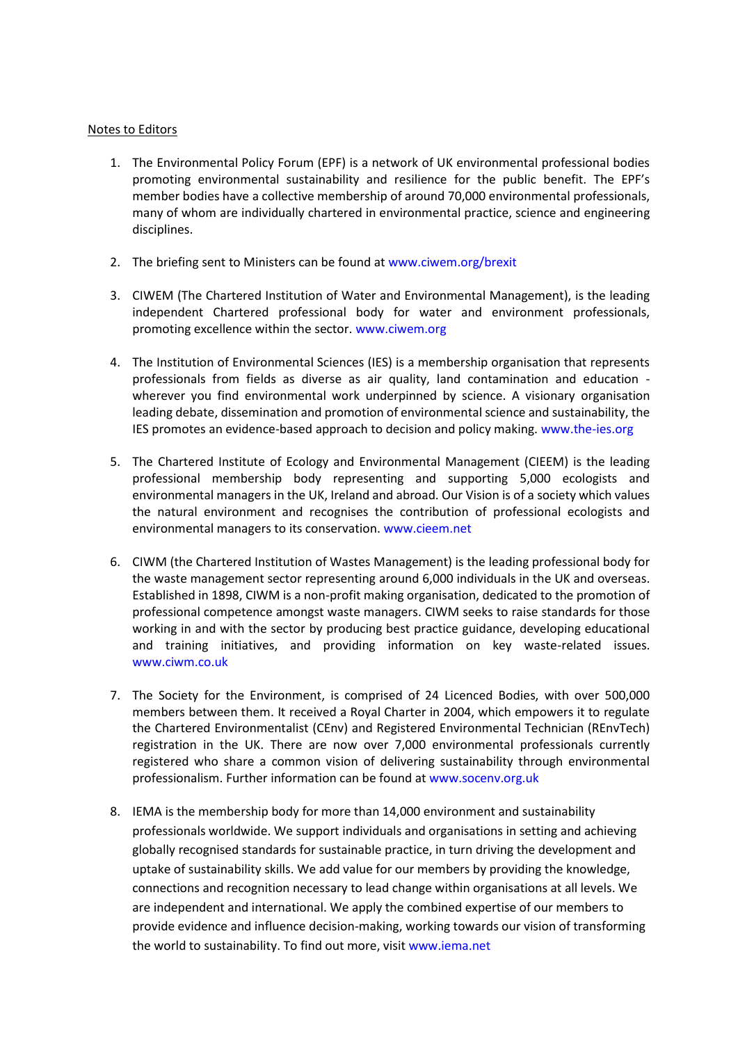Notes to Editors

1. The Environmental Policy Forum (EPF) is a network of UK environmental professional bodies promoting environmental sustainability and resilience for the public benefit. The EPF's member bodies have a collective membership of around 70,000 environmental professionals, many of whom are individually chartered in environmental practice, science and engineering disciplines.

2. The briefing sent to Ministers can be found at www.ciwem.org/brexit

3. CIWEM (The Chartered Institution of Water and Environmental Management), is the leading independent Chartered professional body for water and environment professionals, promoting excellence within the sector. www.ciwem.org

4. The Institution of Environmental Sciences (IES) is a membership organisation that represents professionals from fields as diverse as air quality, land contamination and education - wherever you find environmental work underpinned by science. A visionary organisation leading debate, dissemination and promotion of environmental science and sustainability, the IES promotes an evidence-based approach to decision and policy making. www.the-ies.org

5. The Chartered Institute of Ecology and Environmental Management (CIEEM) is the leading professional membership body representing and supporting 5,000 ecologists and environmental managers in the UK, Ireland and abroad. Our Vision is of a society which values the natural environment and recognises the contribution of professional ecologists and environmental managers to its conservation. www.cieem.net

6. CIWM (the Chartered Institution of Wastes Management) is the leading professional body for the waste management sector representing around 6,000 individuals in the UK and overseas. Established in 1898, CIWM is a non-profit making organisation, dedicated to the promotion of professional competence amongst waste managers. CIWM seeks to raise standards for those working in and with the sector by producing best practice guidance, developing educational and training initiatives, and providing information on key waste-related issues. www.ciwm.co.uk

7. The Society for the Environment, is comprised of 24 Licenced Bodies, with over 500,000 members between them. It received a Royal Charter in 2004, which empowers it to regulate the Chartered Environmentalist (CEnv) and Registered Environmental Technician (REnvTech) registration in the UK. There are now over 7,000 environmental professionals currently registered who share a common vision of delivering sustainability through environmental professionalism. Further information can be found at www.socenv.org.uk

8. IEMA is the membership body for more than 14,000 environment and sustainability professionals worldwide. We support individuals and organisations in setting and achieving globally recognised standards for sustainable practice, in turn driving the development and uptake of sustainability skills. We add value for our members by providing the knowledge, connections and recognition necessary to lead change within organisations at all levels. We are independent and international. We apply the combined expertise of our members to provide evidence and influence decision-making, working towards our vision of transforming the world to sustainability. To find out more, visit www.iema.net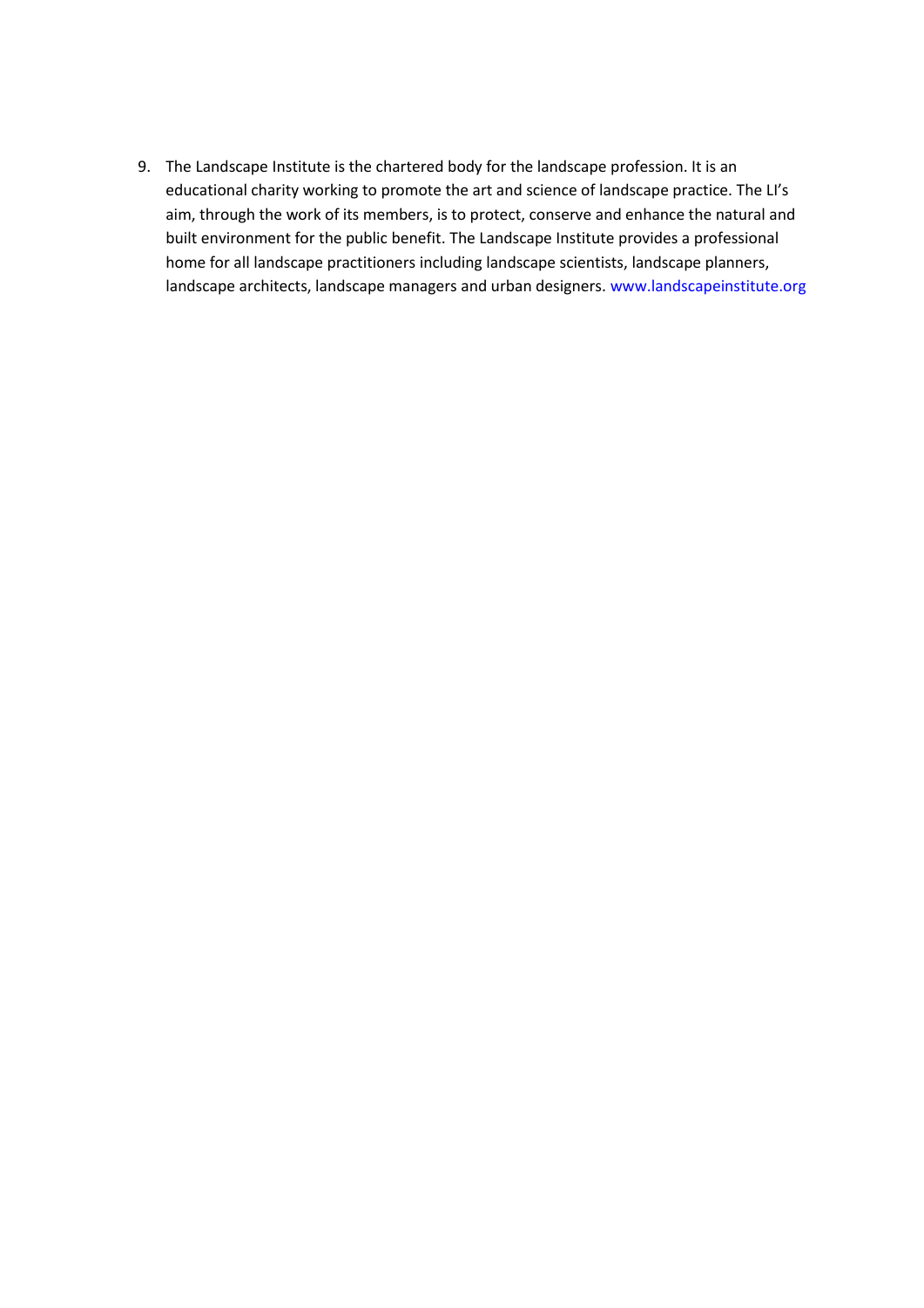9. The Landscape Institute is the chartered body for the landscape profession. It is an educational charity working to promote the art and science of landscape practice. The LI's aim, through the work of its members, is to protect, conserve and enhance the natural and built environment for the public benefit. The Landscape Institute provides a professional home for all landscape practitioners including landscape scientists, landscape planners, landscape architects, landscape managers and urban designers. www.landscapeinstitute.org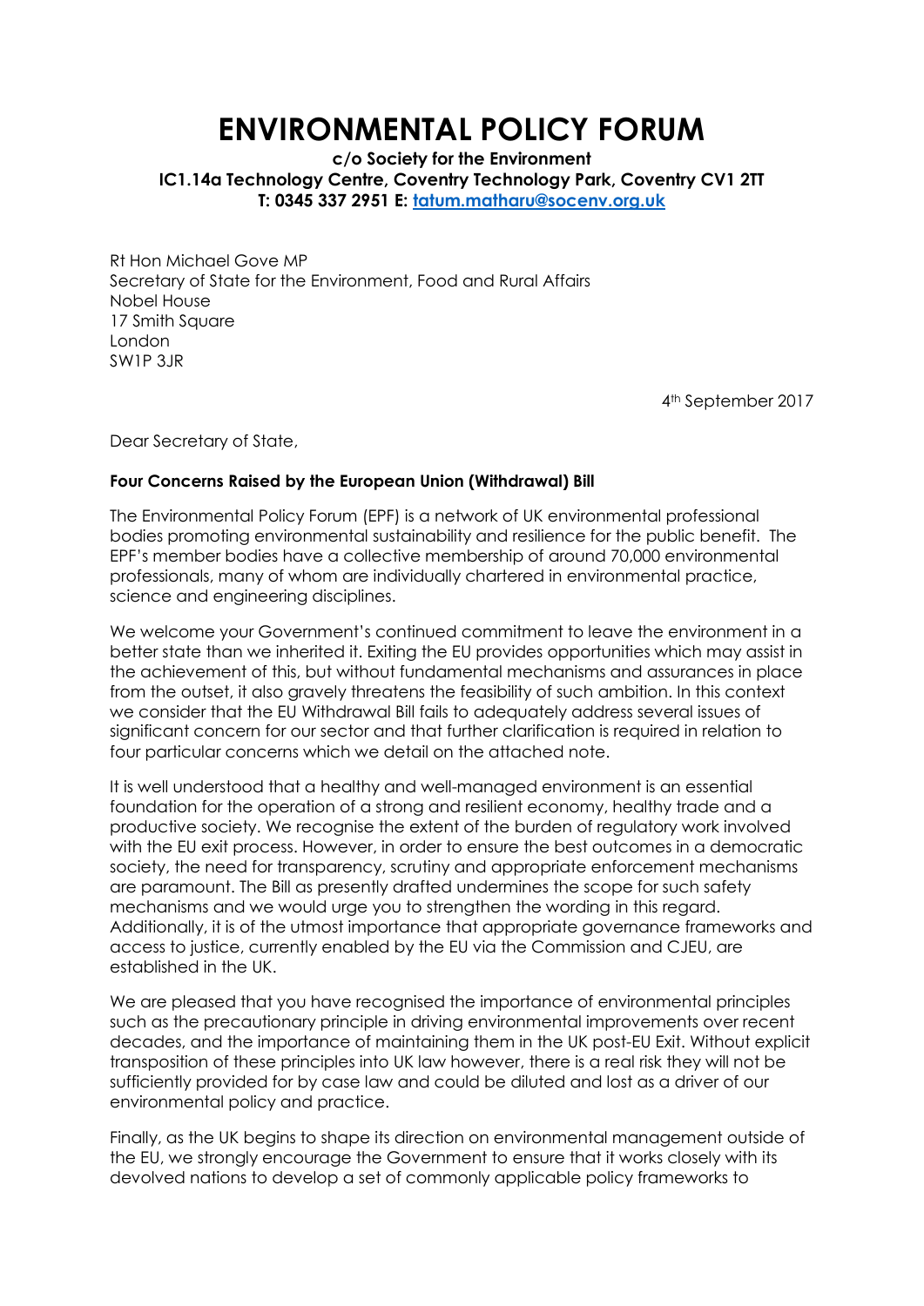# ENVIRONMENTAL POLICY FORUM

**c/o Society for the Environment**
**IC1.14a Technology Centre, Coventry Technology Park, Coventry CV1 2TT**
**T: 0345 337 2951 E: [tatum.matharu@socenv.org.uk](mailto:tatum.matharu@socenv.org.uk)**

Rt Hon Michael Gove MP
Secretary of State for the Environment, Food and Rural Affairs
Nobel House
17 Smith Square
London
SW1P 3JR

4th September 2017

Dear Secretary of State,

**Four Concerns Raised by the European Union (Withdrawal) Bill**

The Environmental Policy Forum (EPF) is a network of UK environmental professional bodies promoting environmental sustainability and resilience for the public benefit. The EPF's member bodies have a collective membership of around 70,000 environmental professionals, many of whom are individually chartered in environmental practice, science and engineering disciplines.

We welcome your Government's continued commitment to leave the environment in a better state than we inherited it. Exiting the EU provides opportunities which may assist in the achievement of this, but without fundamental mechanisms and assurances in place from the outset, it also gravely threatens the feasibility of such ambition. In this context we consider that the EU Withdrawal Bill fails to adequately address several issues of significant concern for our sector and that further clarification is required in relation to four particular concerns which we detail on the attached note.

It is well understood that a healthy and well-managed environment is an essential foundation for the operation of a strong and resilient economy, healthy trade and a productive society. We recognise the extent of the burden of regulatory work involved with the EU exit process. However, in order to ensure the best outcomes in a democratic society, the need for transparency, scrutiny and appropriate enforcement mechanisms are paramount. The Bill as presently drafted undermines the scope for such safety mechanisms and we would urge you to strengthen the wording in this regard. Additionally, it is of the utmost importance that appropriate governance frameworks and access to justice, currently enabled by the EU via the Commission and CJEU, are established in the UK.

We are pleased that you have recognised the importance of environmental principles such as the precautionary principle in driving environmental improvements over recent decades, and the importance of maintaining them in the UK post-EU Exit. Without explicit transposition of these principles into UK law however, there is a real risk they will not be sufficiently provided for by case law and could be diluted and lost as a driver of our environmental policy and practice.

Finally, as the UK begins to shape its direction on environmental management outside of the EU, we strongly encourage the Government to ensure that it works closely with its devolved nations to develop a set of commonly applicable policy frameworks to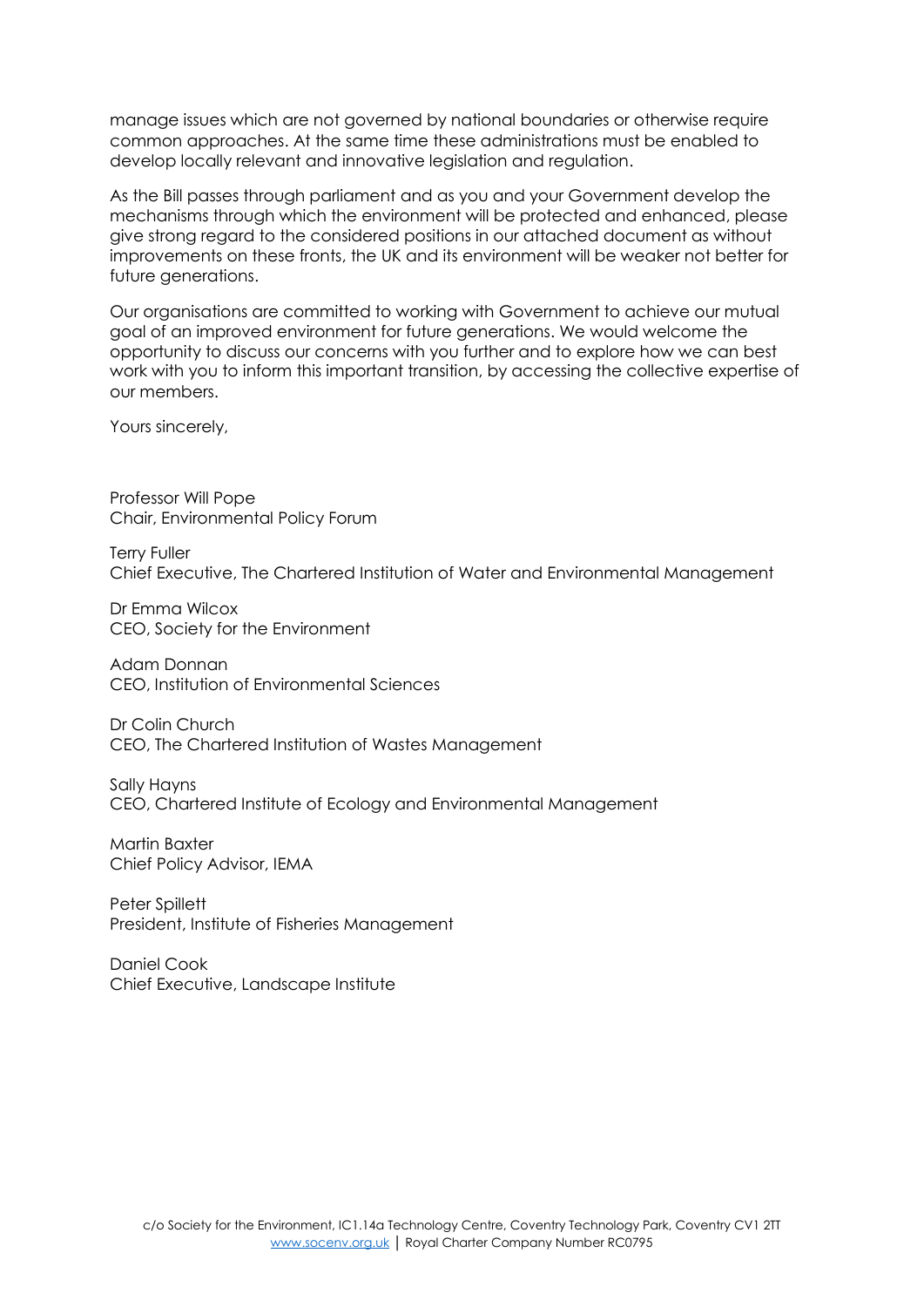manage issues which are not governed by national boundaries or otherwise require common approaches. At the same time these administrations must be enabled to develop locally relevant and innovative legislation and regulation.

As the Bill passes through parliament and as you and your Government develop the mechanisms through which the environment will be protected and enhanced, please give strong regard to the considered positions in our attached document as without improvements on these fronts, the UK and its environment will be weaker not better for future generations.

Our organisations are committed to working with Government to achieve our mutual goal of an improved environment for future generations. We would welcome the opportunity to discuss our concerns with you further and to explore how we can best work with you to inform this important transition, by accessing the collective expertise of our members.

Yours sincerely,

Professor Will Pope
Chair, Environmental Policy Forum

Terry Fuller
Chief Executive, The Chartered Institution of Water and Environmental Management

Dr Emma Wilcox
CEO, Society for the Environment

Adam Donnan
CEO, Institution of Environmental Sciences

Dr Colin Church
CEO, The Chartered Institution of Wastes Management

Sally Hayns
CEO, Chartered Institute of Ecology and Environmental Management

Martin Baxter
Chief Policy Advisor, IEMA

Peter Spillett
President, Institute of Fisheries Management

Daniel Cook
Chief Executive, Landscape Institute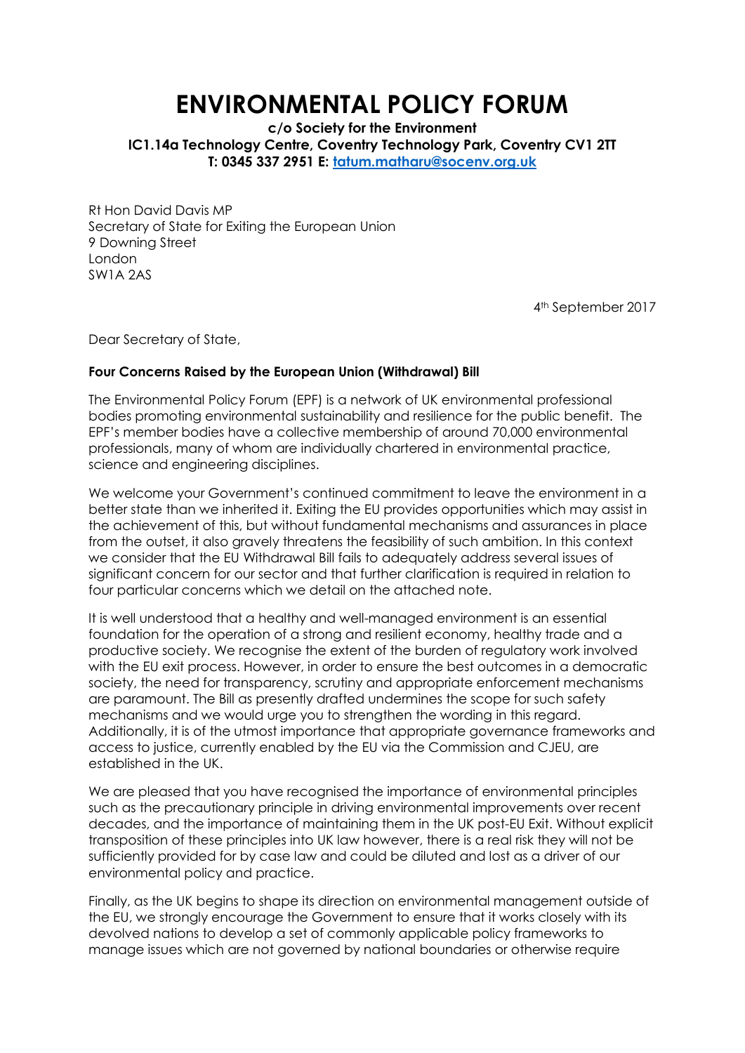# ENVIRONMENTAL POLICY FORUM

**c/o Society for the Environment**
**IC1.14a Technology Centre, Coventry Technology Park, Coventry CV1 2TT**
**T: 0345 337 2951 E: [tatum.matharu@socenv.org.uk](mailto:tatum.matharu@socenv.org.uk)**

Rt Hon David Davis MP
Secretary of State for Exiting the European Union
9 Downing Street
London
SW1A 2AS

4th September 2017

Dear Secretary of State,

**Four Concerns Raised by the European Union (Withdrawal) Bill**

The Environmental Policy Forum (EPF) is a network of UK environmental professional bodies promoting environmental sustainability and resilience for the public benefit. The EPF's member bodies have a collective membership of around 70,000 environmental professionals, many of whom are individually chartered in environmental practice, science and engineering disciplines.

We welcome your Government's continued commitment to leave the environment in a better state than we inherited it. Exiting the EU provides opportunities which may assist in the achievement of this, but without fundamental mechanisms and assurances in place from the outset, it also gravely threatens the feasibility of such ambition. In this context we consider that the EU Withdrawal Bill fails to adequately address several issues of significant concern for our sector and that further clarification is required in relation to four particular concerns which we detail on the attached note.

It is well understood that a healthy and well-managed environment is an essential foundation for the operation of a strong and resilient economy, healthy trade and a productive society. We recognise the extent of the burden of regulatory work involved with the EU exit process. However, in order to ensure the best outcomes in a democratic society, the need for transparency, scrutiny and appropriate enforcement mechanisms are paramount. The Bill as presently drafted undermines the scope for such safety mechanisms and we would urge you to strengthen the wording in this regard. Additionally, it is of the utmost importance that appropriate governance frameworks and access to justice, currently enabled by the EU via the Commission and CJEU, are established in the UK.

We are pleased that you have recognised the importance of environmental principles such as the precautionary principle in driving environmental improvements over recent decades, and the importance of maintaining them in the UK post-EU Exit. Without explicit transposition of these principles into UK law however, there is a real risk they will not be sufficiently provided for by case law and could be diluted and lost as a driver of our environmental policy and practice.

Finally, as the UK begins to shape its direction on environmental management outside of the EU, we strongly encourage the Government to ensure that it works closely with its devolved nations to develop a set of commonly applicable policy frameworks to manage issues which are not governed by national boundaries or otherwise require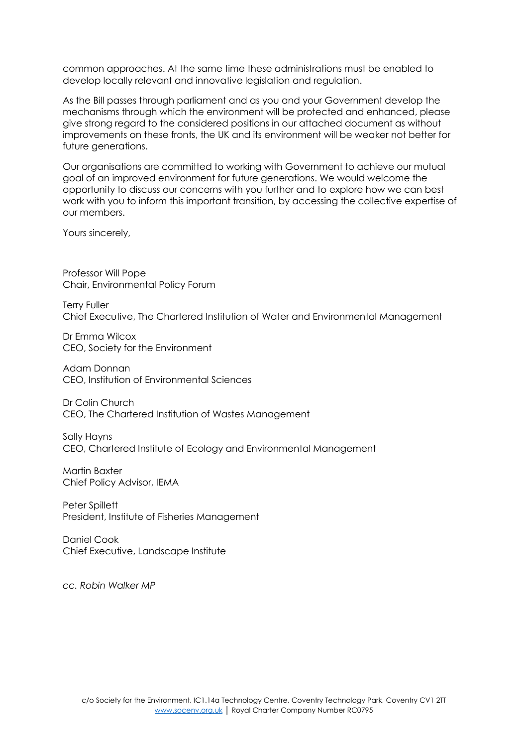common approaches. At the same time these administrations must be enabled to develop locally relevant and innovative legislation and regulation.

As the Bill passes through parliament and as you and your Government develop the mechanisms through which the environment will be protected and enhanced, please give strong regard to the considered positions in our attached document as without improvements on these fronts, the UK and its environment will be weaker not better for future generations.

Our organisations are committed to working with Government to achieve our mutual goal of an improved environment for future generations. We would welcome the opportunity to discuss our concerns with you further and to explore how we can best work with you to inform this important transition, by accessing the collective expertise of our members.

Yours sincerely,

Professor Will Pope  
Chair, Environmental Policy Forum

Terry Fuller  
Chief Executive, The Chartered Institution of Water and Environmental Management

Dr Emma Wilcox  
CEO, Society for the Environment

Adam Donnan  
CEO, Institution of Environmental Sciences

Dr Colin Church  
CEO, The Chartered Institution of Wastes Management

Sally Hayns  
CEO, Chartered Institute of Ecology and Environmental Management

Martin Baxter  
Chief Policy Advisor, IEMA

Peter Spillett  
President, Institute of Fisheries Management

Daniel Cook  
Chief Executive, Landscape Institute

*cc. Robin Walker MP*

c/o Society for the Environment, IC1.14a Technology Centre, Coventry Technology Park, Coventry CV1 2TT  
www.socenv.org.uk | Royal Charter Company Number RC0795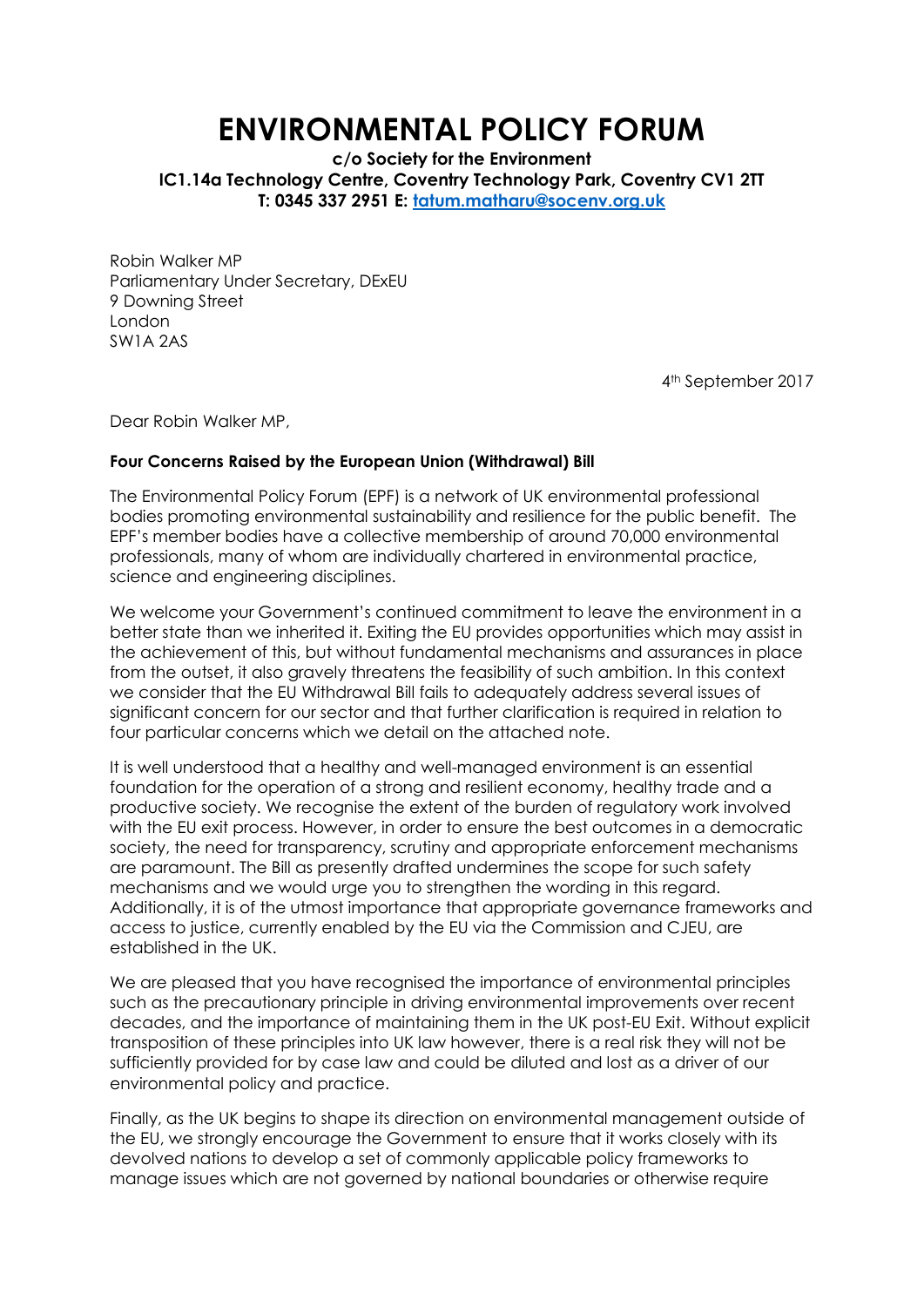# ENVIRONMENTAL POLICY FORUM

**c/o Society for the Environment**
**IC1.14a Technology Centre, Coventry Technology Park, Coventry CV1 2TT**
**T: 0345 337 2951 E: [tatum.matharu@socenv.org.uk](mailto:tatum.matharu@socenv.org.uk)**

Robin Walker MP
Parliamentary Under Secretary, DExEU
9 Downing Street
London
SW1A 2AS

4th September 2017

Dear Robin Walker MP,

**Four Concerns Raised by the European Union (Withdrawal) Bill**

The Environmental Policy Forum (EPF) is a network of UK environmental professional bodies promoting environmental sustainability and resilience for the public benefit. The EPF's member bodies have a collective membership of around 70,000 environmental professionals, many of whom are individually chartered in environmental practice, science and engineering disciplines.

We welcome your Government's continued commitment to leave the environment in a better state than we inherited it. Exiting the EU provides opportunities which may assist in the achievement of this, but without fundamental mechanisms and assurances in place from the outset, it also gravely threatens the feasibility of such ambition. In this context we consider that the EU Withdrawal Bill fails to adequately address several issues of significant concern for our sector and that further clarification is required in relation to four particular concerns which we detail on the attached note.

It is well understood that a healthy and well-managed environment is an essential foundation for the operation of a strong and resilient economy, healthy trade and a productive society. We recognise the extent of the burden of regulatory work involved with the EU exit process. However, in order to ensure the best outcomes in a democratic society, the need for transparency, scrutiny and appropriate enforcement mechanisms are paramount. The Bill as presently drafted undermines the scope for such safety mechanisms and we would urge you to strengthen the wording in this regard. Additionally, it is of the utmost importance that appropriate governance frameworks and access to justice, currently enabled by the EU via the Commission and CJEU, are established in the UK.

We are pleased that you have recognised the importance of environmental principles such as the precautionary principle in driving environmental improvements over recent decades, and the importance of maintaining them in the UK post-EU Exit. Without explicit transposition of these principles into UK law however, there is a real risk they will not be sufficiently provided for by case law and could be diluted and lost as a driver of our environmental policy and practice.

Finally, as the UK begins to shape its direction on environmental management outside of the EU, we strongly encourage the Government to ensure that it works closely with its devolved nations to develop a set of commonly applicable policy frameworks to manage issues which are not governed by national boundaries or otherwise require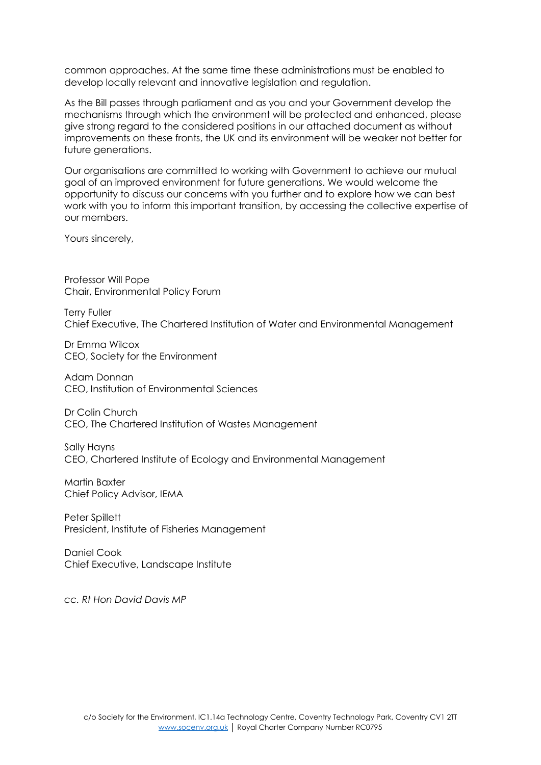common approaches. At the same time these administrations must be enabled to develop locally relevant and innovative legislation and regulation.

As the Bill passes through parliament and as you and your Government develop the mechanisms through which the environment will be protected and enhanced, please give strong regard to the considered positions in our attached document as without improvements on these fronts, the UK and its environment will be weaker not better for future generations.

Our organisations are committed to working with Government to achieve our mutual goal of an improved environment for future generations. We would welcome the opportunity to discuss our concerns with you further and to explore how we can best work with you to inform this important transition, by accessing the collective expertise of our members.

Yours sincerely,

Professor Will Pope
Chair, Environmental Policy Forum

Terry Fuller
Chief Executive, The Chartered Institution of Water and Environmental Management

Dr Emma Wilcox
CEO, Society for the Environment

Adam Donnan
CEO, Institution of Environmental Sciences

Dr Colin Church
CEO, The Chartered Institution of Wastes Management

Sally Hayns
CEO, Chartered Institute of Ecology and Environmental Management

Martin Baxter
Chief Policy Advisor, IEMA

Peter Spillett
President, Institute of Fisheries Management

Daniel Cook
Chief Executive, Landscape Institute

*cc. Rt Hon David Davis MP*

c/o Society for the Environment, IC1.14a Technology Centre, Coventry Technology Park, Coventry CV1 2TT
www.socenv.org.uk | Royal Charter Company Number RC0795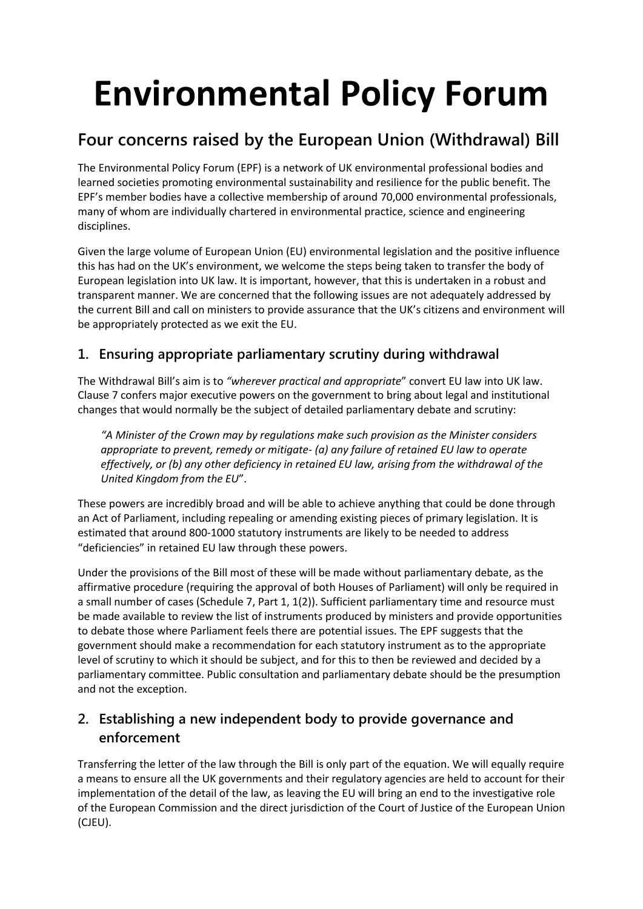# Environmental Policy Forum

## Four concerns raised by the European Union (Withdrawal) Bill

The Environmental Policy Forum (EPF) is a network of UK environmental professional bodies and learned societies promoting environmental sustainability and resilience for the public benefit. The EPF's member bodies have a collective membership of around 70,000 environmental professionals, many of whom are individually chartered in environmental practice, science and engineering disciplines.

Given the large volume of European Union (EU) environmental legislation and the positive influence this has had on the UK's environment, we welcome the steps being taken to transfer the body of European legislation into UK law. It is important, however, that this is undertaken in a robust and transparent manner. We are concerned that the following issues are not adequately addressed by the current Bill and call on ministers to provide assurance that the UK's citizens and environment will be appropriately protected as we exit the EU.

### 1. Ensuring appropriate parliamentary scrutiny during withdrawal

The Withdrawal Bill's aim is to *"wherever practical and appropriate*" convert EU law into UK law. Clause 7 confers major executive powers on the government to bring about legal and institutional changes that would normally be the subject of detailed parliamentary debate and scrutiny:

> *"A Minister of the Crown may by regulations make such provision as the Minister considers appropriate to prevent, remedy or mitigate- (a) any failure of retained EU law to operate effectively, or (b) any other deficiency in retained EU law, arising from the withdrawal of the United Kingdom from the EU*".

These powers are incredibly broad and will be able to achieve anything that could be done through an Act of Parliament, including repealing or amending existing pieces of primary legislation. It is estimated that around 800-1000 statutory instruments are likely to be needed to address "deficiencies" in retained EU law through these powers.

Under the provisions of the Bill most of these will be made without parliamentary debate, as the affirmative procedure (requiring the approval of both Houses of Parliament) will only be required in a small number of cases (Schedule 7, Part 1, 1(2)). Sufficient parliamentary time and resource must be made available to review the list of instruments produced by ministers and provide opportunities to debate those where Parliament feels there are potential issues. The EPF suggests that the government should make a recommendation for each statutory instrument as to the appropriate level of scrutiny to which it should be subject, and for this to then be reviewed and decided by a parliamentary committee. Public consultation and parliamentary debate should be the presumption and not the exception.

### 2. Establishing a new independent body to provide governance and enforcement

Transferring the letter of the law through the Bill is only part of the equation. We will equally require a means to ensure all the UK governments and their regulatory agencies are held to account for their implementation of the detail of the law, as leaving the EU will bring an end to the investigative role of the European Commission and the direct jurisdiction of the Court of Justice of the European Union (CJEU).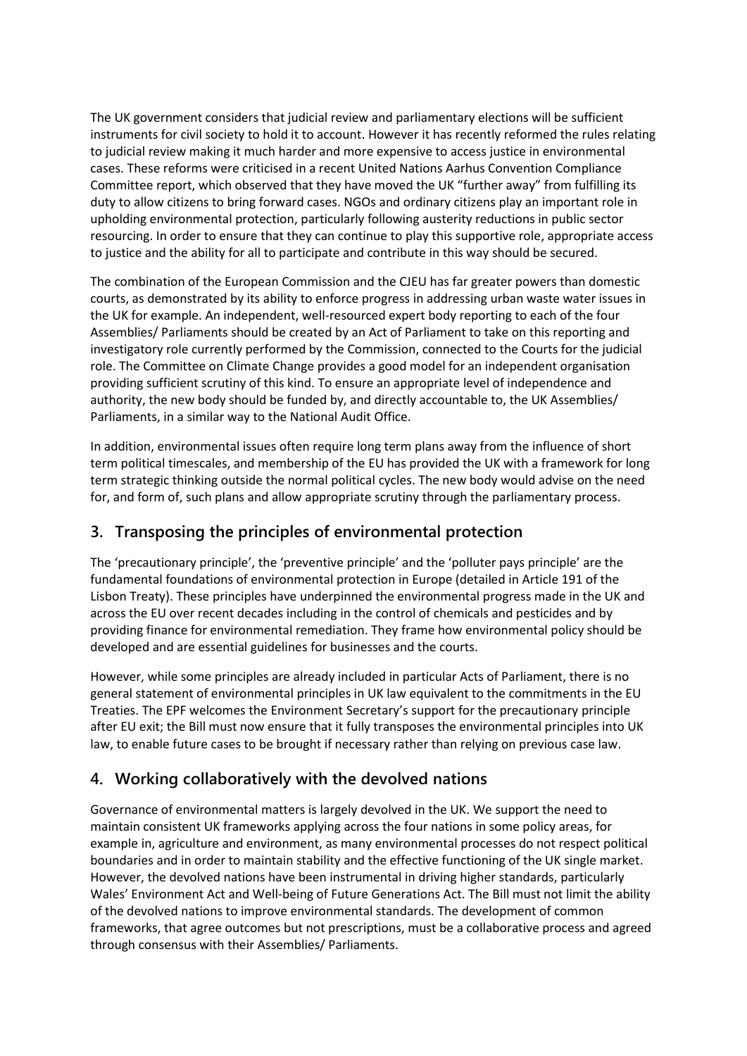The UK government considers that judicial review and parliamentary elections will be sufficient instruments for civil society to hold it to account. However it has recently reformed the rules relating to judicial review making it much harder and more expensive to access justice in environmental cases. These reforms were criticised in a recent United Nations Aarhus Convention Compliance Committee report, which observed that they have moved the UK "further away" from fulfilling its duty to allow citizens to bring forward cases. NGOs and ordinary citizens play an important role in upholding environmental protection, particularly following austerity reductions in public sector resourcing. In order to ensure that they can continue to play this supportive role, appropriate access to justice and the ability for all to participate and contribute in this way should be secured.

The combination of the European Commission and the CJEU has far greater powers than domestic courts, as demonstrated by its ability to enforce progress in addressing urban waste water issues in the UK for example. An independent, well-resourced expert body reporting to each of the four Assemblies/ Parliaments should be created by an Act of Parliament to take on this reporting and investigatory role currently performed by the Commission, connected to the Courts for the judicial role. The Committee on Climate Change provides a good model for an independent organisation providing sufficient scrutiny of this kind. To ensure an appropriate level of independence and authority, the new body should be funded by, and directly accountable to, the UK Assemblies/ Parliaments, in a similar way to the National Audit Office.

In addition, environmental issues often require long term plans away from the influence of short term political timescales, and membership of the EU has provided the UK with a framework for long term strategic thinking outside the normal political cycles. The new body would advise on the need for, and form of, such plans and allow appropriate scrutiny through the parliamentary process.

## 3. Transposing the principles of environmental protection

The 'precautionary principle', the 'preventive principle' and the 'polluter pays principle' are the fundamental foundations of environmental protection in Europe (detailed in Article 191 of the Lisbon Treaty). These principles have underpinned the environmental progress made in the UK and across the EU over recent decades including in the control of chemicals and pesticides and by providing finance for environmental remediation. They frame how environmental policy should be developed and are essential guidelines for businesses and the courts.

However, while some principles are already included in particular Acts of Parliament, there is no general statement of environmental principles in UK law equivalent to the commitments in the EU Treaties. The EPF welcomes the Environment Secretary's support for the precautionary principle after EU exit; the Bill must now ensure that it fully transposes the environmental principles into UK law, to enable future cases to be brought if necessary rather than relying on previous case law.

## 4. Working collaboratively with the devolved nations

Governance of environmental matters is largely devolved in the UK. We support the need to maintain consistent UK frameworks applying across the four nations in some policy areas, for example in, agriculture and environment, as many environmental processes do not respect political boundaries and in order to maintain stability and the effective functioning of the UK single market. However, the devolved nations have been instrumental in driving higher standards, particularly Wales' Environment Act and Well-being of Future Generations Act. The Bill must not limit the ability of the devolved nations to improve environmental standards. The development of common frameworks, that agree outcomes but not prescriptions, must be a collaborative process and agreed through consensus with their Assemblies/ Parliaments.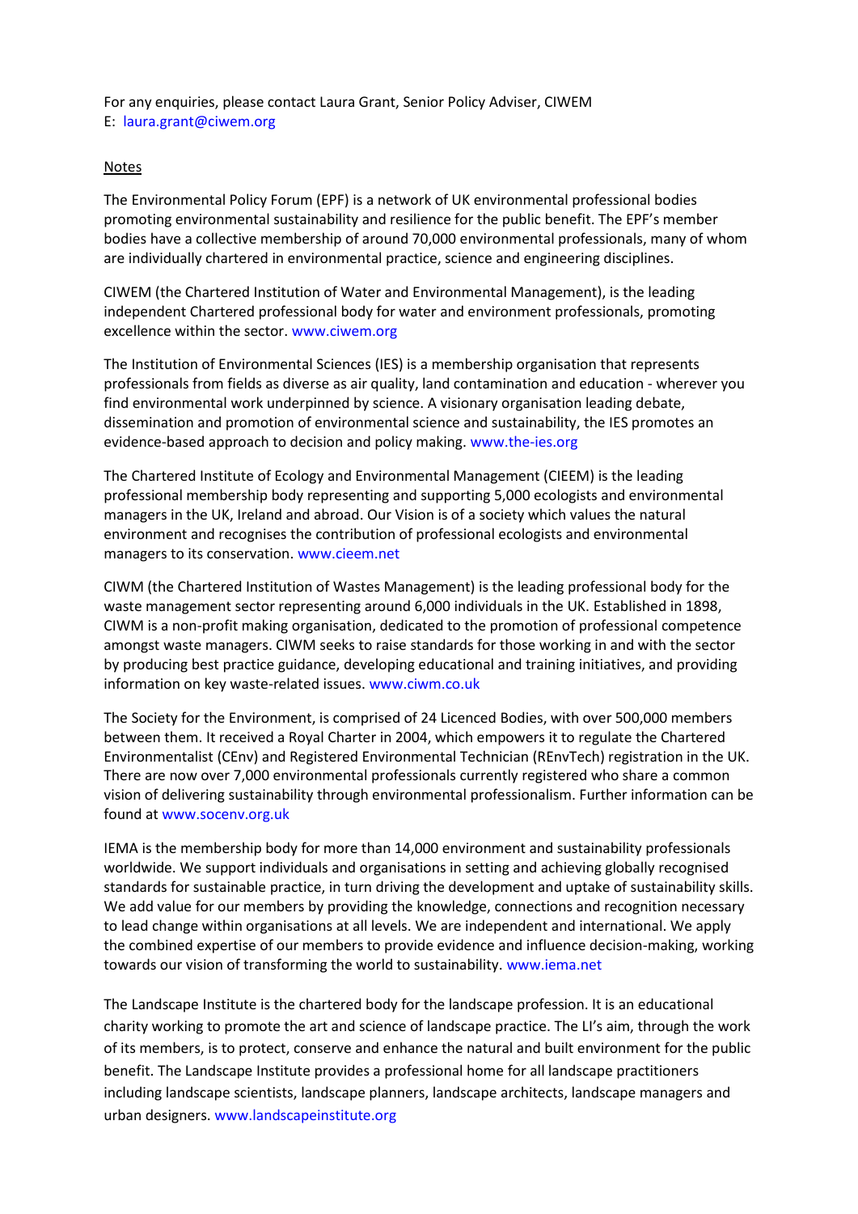For any enquiries, please contact Laura Grant, Senior Policy Adviser, CIWEM
E: laura.grant@ciwem.org

## Notes

The Environmental Policy Forum (EPF) is a network of UK environmental professional bodies promoting environmental sustainability and resilience for the public benefit. The EPF's member bodies have a collective membership of around 70,000 environmental professionals, many of whom are individually chartered in environmental practice, science and engineering disciplines.

CIWEM (the Chartered Institution of Water and Environmental Management), is the leading independent Chartered professional body for water and environment professionals, promoting excellence within the sector. www.ciwem.org

The Institution of Environmental Sciences (IES) is a membership organisation that represents professionals from fields as diverse as air quality, land contamination and education - wherever you find environmental work underpinned by science. A visionary organisation leading debate, dissemination and promotion of environmental science and sustainability, the IES promotes an evidence-based approach to decision and policy making. www.the-ies.org

The Chartered Institute of Ecology and Environmental Management (CIEEM) is the leading professional membership body representing and supporting 5,000 ecologists and environmental managers in the UK, Ireland and abroad. Our Vision is of a society which values the natural environment and recognises the contribution of professional ecologists and environmental managers to its conservation. www.cieem.net

CIWM (the Chartered Institution of Wastes Management) is the leading professional body for the waste management sector representing around 6,000 individuals in the UK. Established in 1898, CIWM is a non-profit making organisation, dedicated to the promotion of professional competence amongst waste managers. CIWM seeks to raise standards for those working in and with the sector by producing best practice guidance, developing educational and training initiatives, and providing information on key waste-related issues. www.ciwm.co.uk

The Society for the Environment, is comprised of 24 Licenced Bodies, with over 500,000 members between them. It received a Royal Charter in 2004, which empowers it to regulate the Chartered Environmentalist (CEnv) and Registered Environmental Technician (REnvTech) registration in the UK. There are now over 7,000 environmental professionals currently registered who share a common vision of delivering sustainability through environmental professionalism. Further information can be found at www.socenv.org.uk

IEMA is the membership body for more than 14,000 environment and sustainability professionals worldwide. We support individuals and organisations in setting and achieving globally recognised standards for sustainable practice, in turn driving the development and uptake of sustainability skills. We add value for our members by providing the knowledge, connections and recognition necessary to lead change within organisations at all levels. We are independent and international. We apply the combined expertise of our members to provide evidence and influence decision-making, working towards our vision of transforming the world to sustainability. www.iema.net

The Landscape Institute is the chartered body for the landscape profession. It is an educational charity working to promote the art and science of landscape practice. The LI's aim, through the work of its members, is to protect, conserve and enhance the natural and built environment for the public benefit. The Landscape Institute provides a professional home for all landscape practitioners including landscape scientists, landscape planners, landscape architects, landscape managers and urban designers. www.landscapeinstitute.org